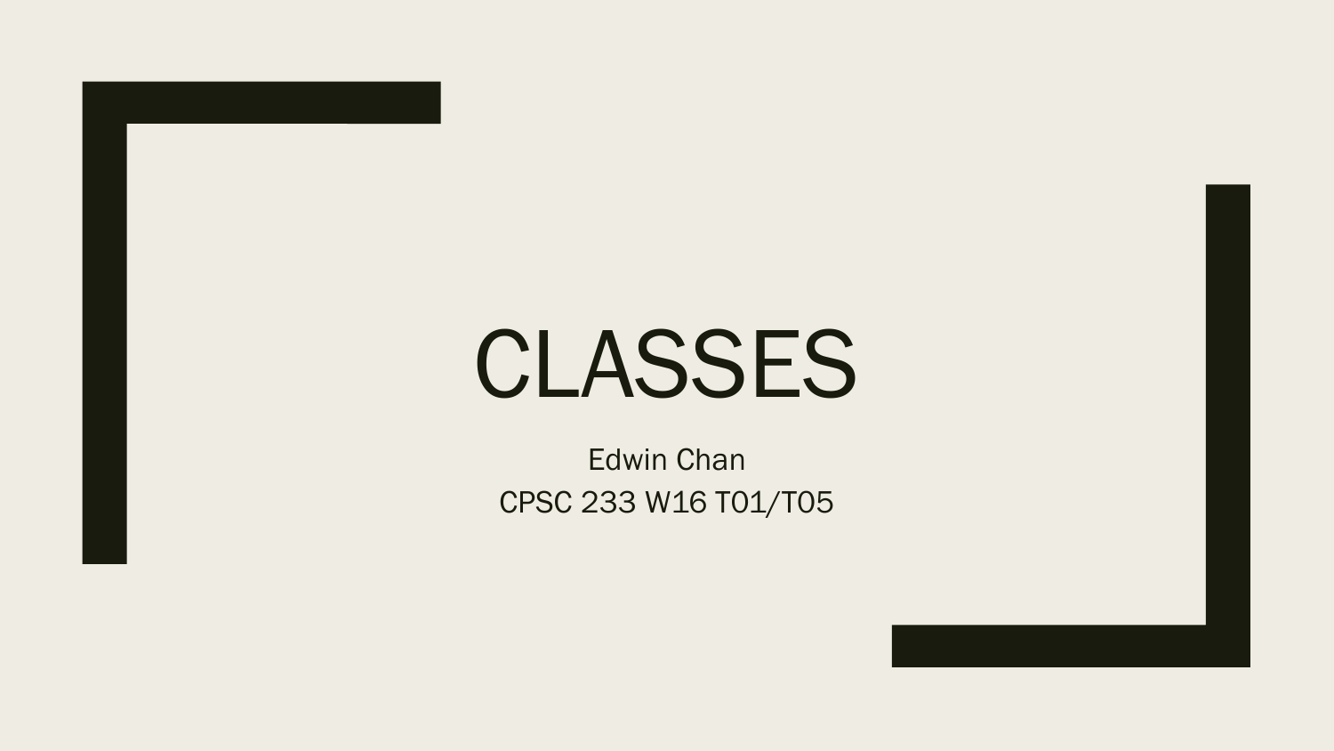# CLASSES

Edwin Chan

CPSC 233 W16 T01/T05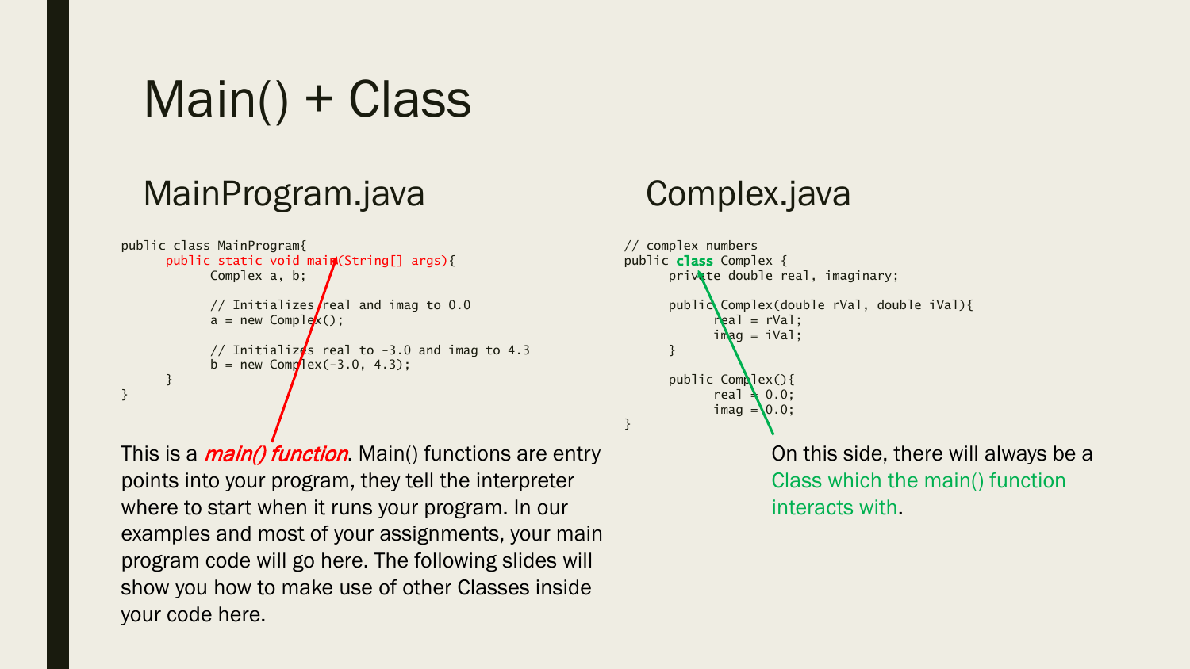# Main() + Class

## MainProgram.java

```
public class MainProgram{
      public static void main(String[] args){
            Complex a, b;

            // Initializes real and imag to 0.0
            a = new Complex();

            // Initializes real to -3.0 and imag to 4.3
            b = new Complex(-3.0, 4.3);
      }
}
```

This is a ***main() function***. Main() functions are entry points into your program, they tell the interpreter where to start when it runs your program. In our examples and most of your assignments, your main program code will go here. The following slides will show you how to make use of other Classes inside your code here.

## Complex.java

```
// complex numbers
public class Complex {
      private double real, imaginary;

      public Complex(double rVal, double iVal){
            real = rVal;
            imag = iVal;
      }

      public Complex(){
            real = 0.0;
            imag = 0.0;
      }
}
```

On this side, there will always be a Class which the main() function interacts with.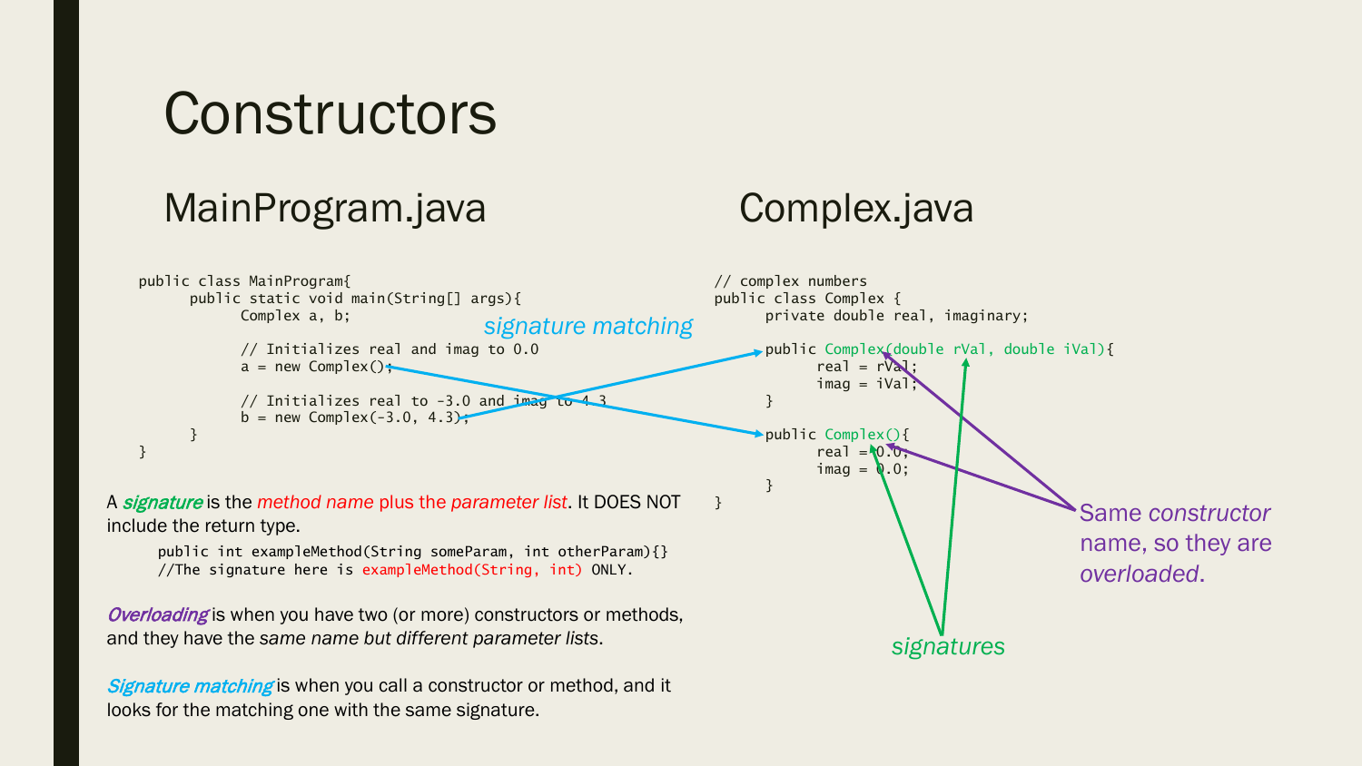# Constructors

## MainProgram.java

```
public class MainProgram{
      public static void main(String[] args){
            Complex a, b;

            // Initializes real and imag to 0.0
            a = new Complex();

            // Initializes real to -3.0 and imag to 4.3
            b = new Complex(-3.0, 4.3);
      }
}
```

*signature matching*

## Complex.java

```
// complex numbers
public class Complex {
      private double real, imaginary;

      public Complex(double rVal, double iVal){
            real = rVal;
            imag = iVal;
      }

      public Complex(){
            real = 0.0;
            imag = 0.0;
      }
}
```

*signatures*

Same *constructor* name, so they are *overloaded*.

A ***signature*** is the *method name* plus the *parameter list*. It DOES NOT include the return type.

```
public int exampleMethod(String someParam, int otherParam){}
//The signature here is exampleMethod(String, int) ONLY.
```

***Overloading*** is when you have two (or more) constructors or methods, and they have the *same name but different parameter lists*.

***Signature matching*** is when you call a constructor or method, and it looks for the matching one with the same signature.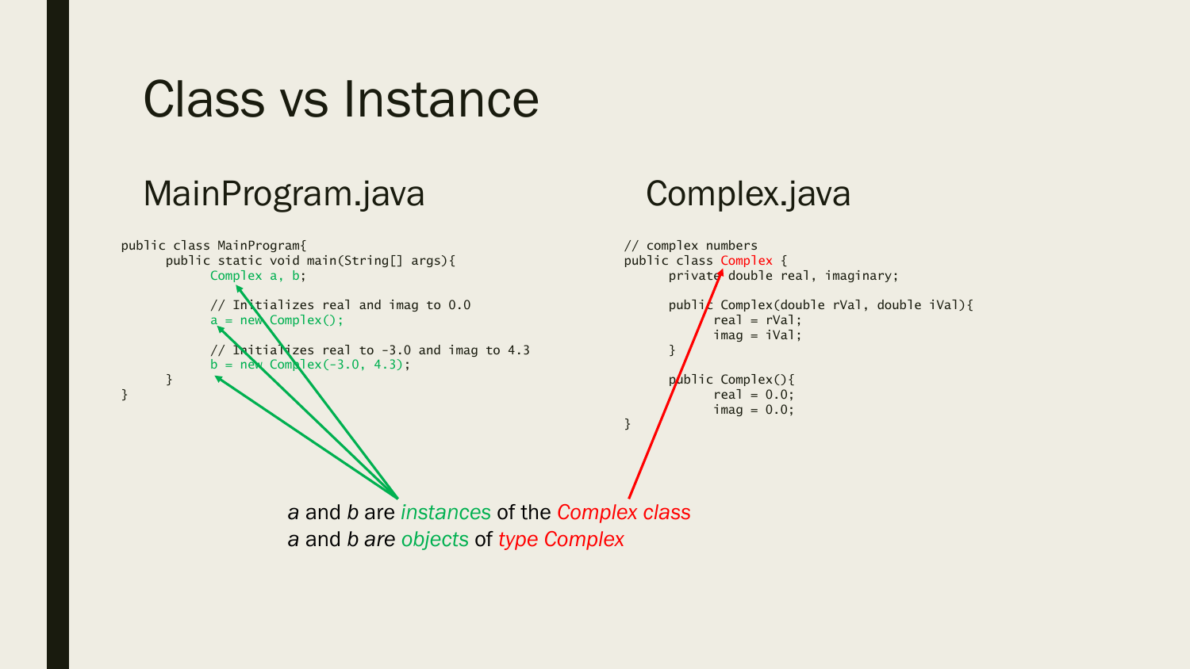# Class vs Instance

## MainProgram.java

```
public class MainProgram{
      public static void main(String[] args){
            Complex a, b;

            // Initializes real and imag to 0.0
            a = new Complex();

            // Initializes real to -3.0 and imag to 4.3
            b = new Complex(-3.0, 4.3);
      }
}
```

## Complex.java

```
// complex numbers
public class Complex {
      private double real, imaginary;

      public Complex(double rVal, double iVal){
            real = rVal;
            imag = iVal;
      }

      public Complex(){
            real = 0.0;
            imag = 0.0;
      }
}
```

*a* and *b* are *instances* of the *Complex class*

*a* and *b are objects* of *type Complex*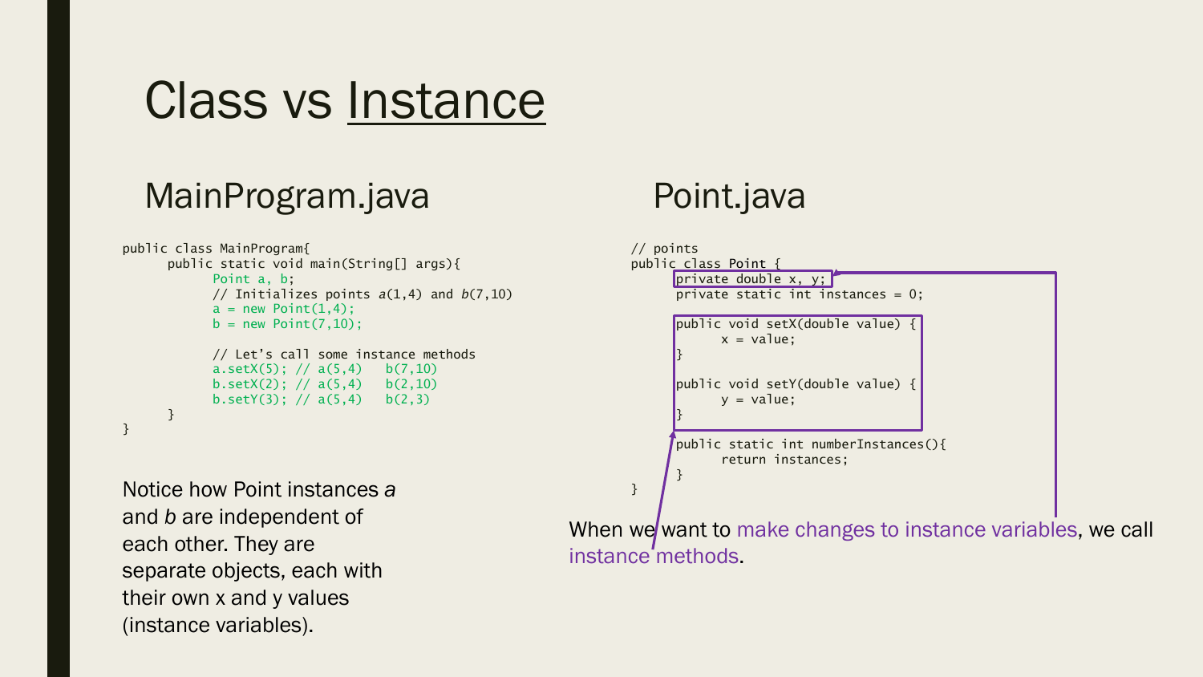# Class vs Instance

## MainProgram.java

```java
public class MainProgram{
      public static void main(String[] args){
            Point a, b;
            // Initializes points a(1,4) and b(7,10)
            a = new Point(1,4);
            b = new Point(7,10);

            // Let's call some instance methods
            a.setX(5); // a(5,4)   b(7,10)
            b.setX(2); // a(5,4)   b(2,10)
            b.setY(3); // a(5,4)   b(2,3)
      }
}
```

Notice how Point instances *a* and *b* are independent of each other. They are separate objects, each with their own x and y values (instance variables).

## Point.java

```java
// points
public class Point {
      private double x, y;
      private static int instances = 0;

      public void setX(double value) {
            x = value;
      }

      public void setY(double value) {
            y = value;
      }

      public static int numberInstances(){
            return instances;
      }
}
```

When we want to make changes to instance variables, we call instance methods.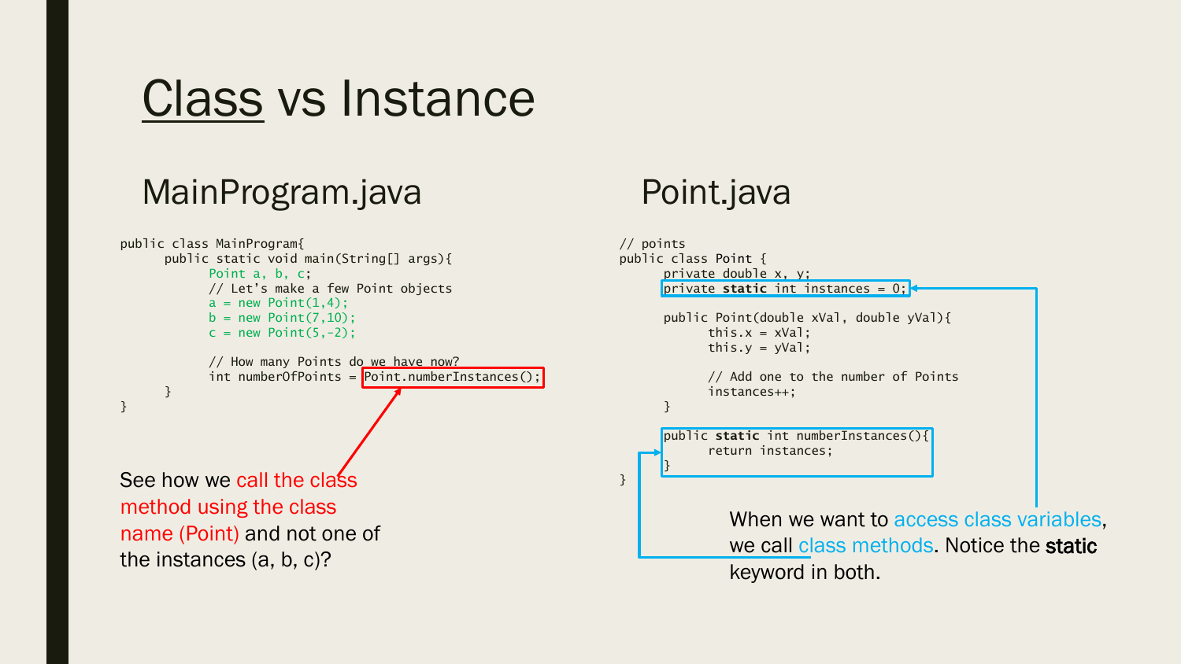# Class vs Instance

## MainProgram.java

```
public class MainProgram{
      public static void main(String[] args){
            Point a, b, c;
            // Let's make a few Point objects
            a = new Point(1,4);
            b = new Point(7,10);
            c = new Point(5,-2);

            // How many Points do we have now?
            int numberOfPoints = Point.numberInstances();
      }
}
```

See how we call the class method using the class name (Point) and not one of the instances (a, b, c)?

## Point.java

```
// points
public class Point {
      private double x, y;
      private static int instances = 0;

      public Point(double xVal, double yVal){
            this.x = xVal;
            this.y = yVal;

            // Add one to the number of Points
            instances++;
      }

      public static int numberInstances(){
            return instances;
      }
}
```

When we want to access class variables, we call class methods. Notice the **static** keyword in both.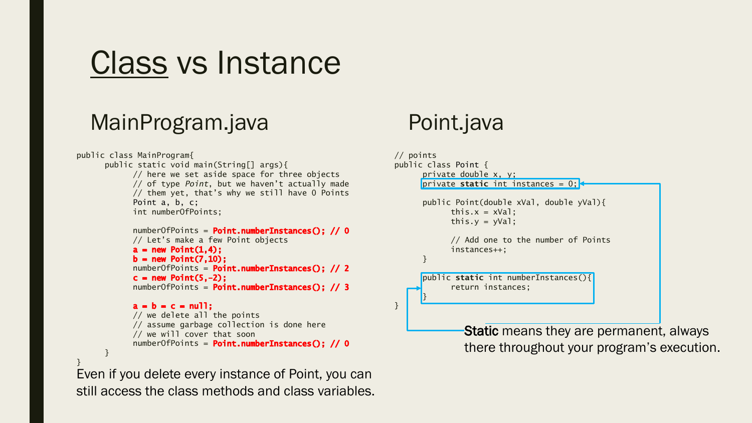# Class vs Instance

## MainProgram.java

```java
public class MainProgram{
      public static void main(String[] args){
            // here we set aside space for three objects
            // of type Point, but we haven't actually made
            // them yet, that's why we still have 0 Points
            Point a, b, c;
            int numberOfPoints;

            numberOfPoints = Point.numberInstances(); // 0
            // Let's make a few Point objects
            a = new Point(1,4);
            b = new Point(7,10);
            numberOfPoints = Point.numberInstances(); // 2
            c = new Point(5,-2);
            numberOfPoints = Point.numberInstances(); // 3

            a = b = c = null;
            // we delete all the points
            // assume garbage collection is done here
            // we will cover that soon
            numberOfPoints = Point.numberInstances(); // 0
      }
}
```

Even if you delete every instance of Point, you can still access the class methods and class variables.

## Point.java

```java
// points
public class Point {
      private double x, y;
      private static int instances = 0;

      public Point(double xVal, double yVal){
            this.x = xVal;
            this.y = yVal;

            // Add one to the number of Points
            instances++;
      }

      public static int numberInstances(){
            return instances;
      }
}
```

**Static** means they are permanent, always there throughout your program's execution.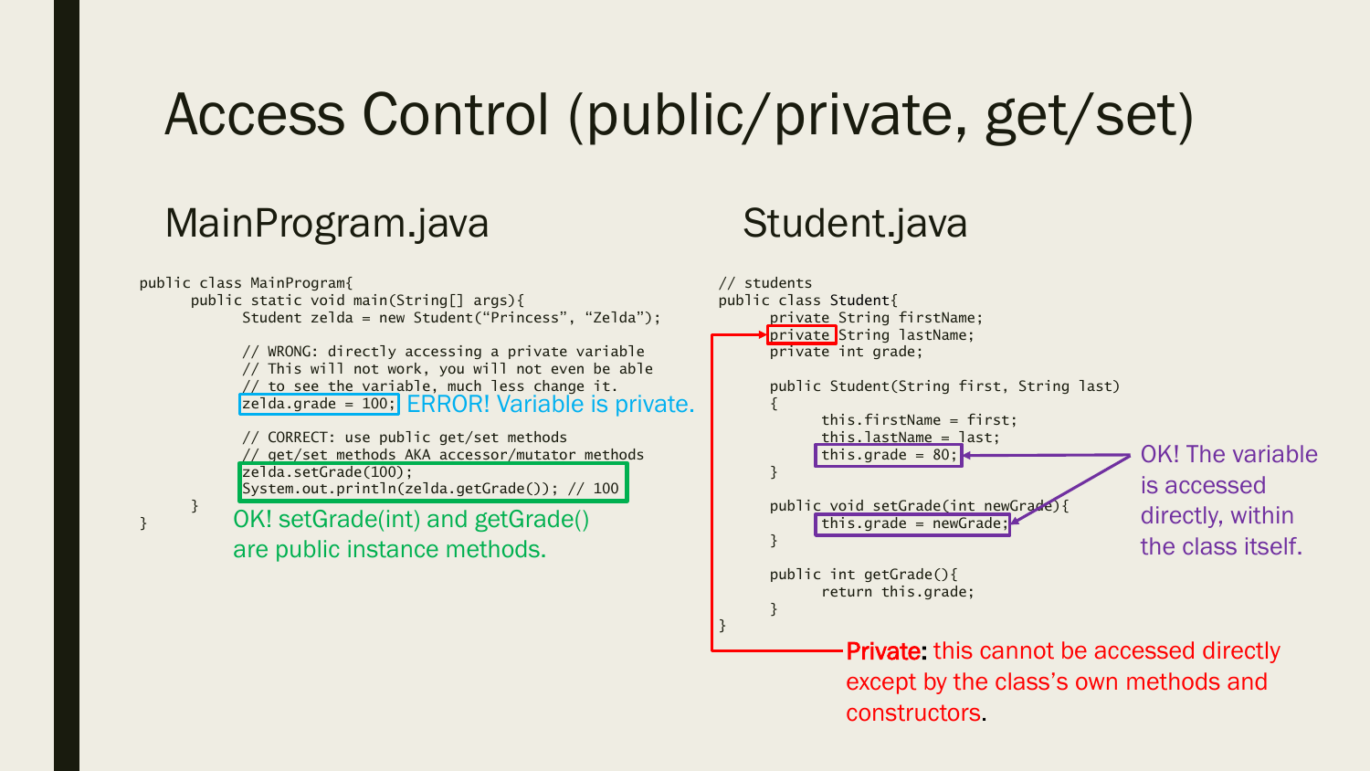# Access Control (public/private, get/set)

## MainProgram.java

```
public class MainProgram{
      public static void main(String[] args){
            Student zelda = new Student("Princess", "Zelda");

            // WRONG: directly accessing a private variable
            // This will not work, you will not even be able
            // to see the variable, much less change it.
            zelda.grade = 100;

            // CORRECT: use public get/set methods
            // get/set methods AKA accessor/mutator methods
            zelda.setGrade(100);
            System.out.println(zelda.getGrade()); // 100
      }
}
```

ERROR! Variable is private.

OK! setGrade(int) and getGrade() are public instance methods.

## Student.java

```
// students
public class Student{
      private String firstName;
      private String lastName;
      private int grade;

      public Student(String first, String last)
      {
            this.firstName = first;
            this.lastName = last;
            this.grade = 80;
      }

      public void setGrade(int newGrade){
            this.grade = newGrade;
      }

      public int getGrade(){
            return this.grade;
      }
}
```

OK! The variable is accessed directly, within the class itself.

**Private:** this cannot be accessed directly except by the class's own methods and constructors.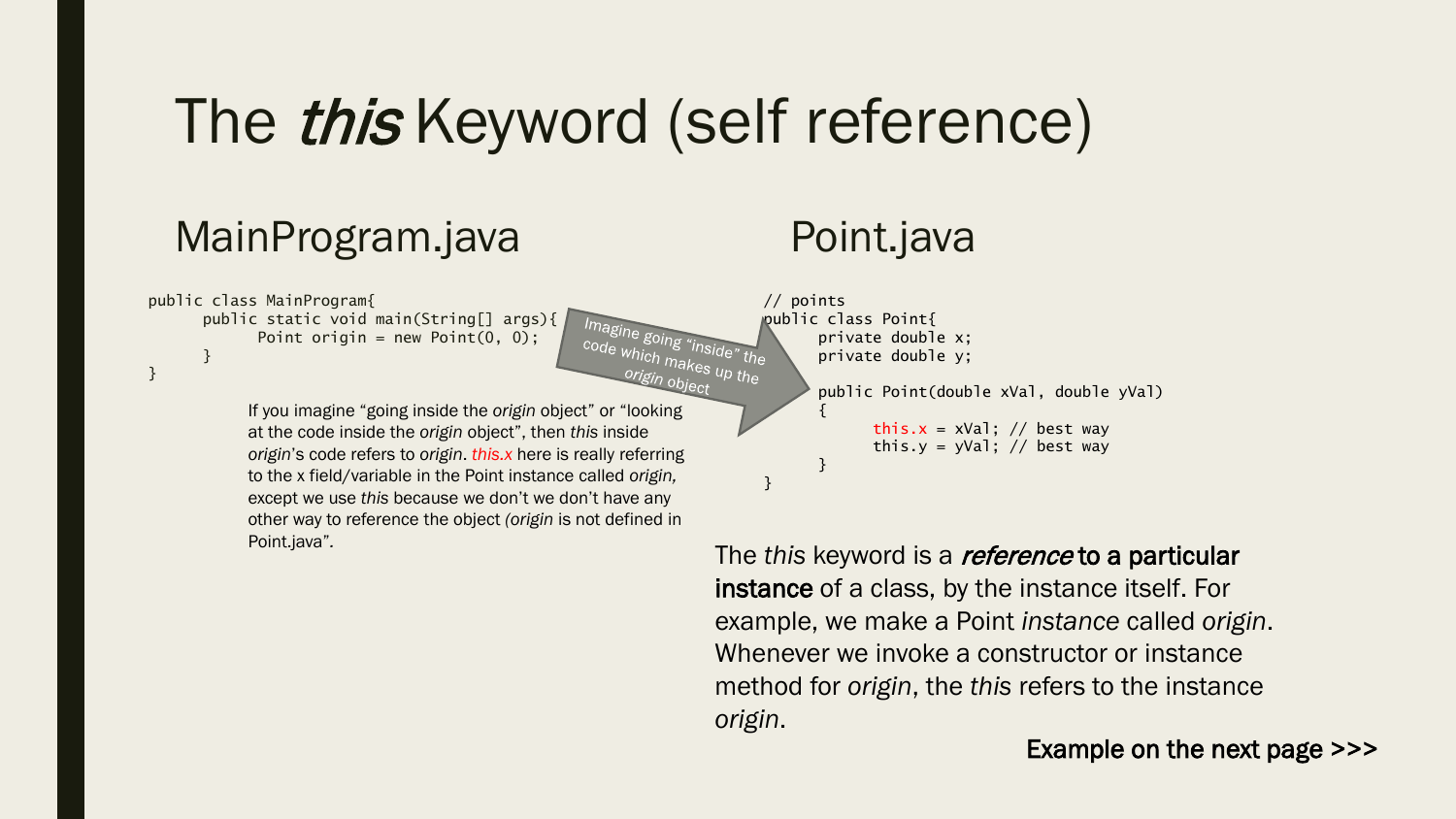# The *this* Keyword (self reference)

## MainProgram.java

```
public class MainProgram{
      public static void main(String[] args){
            Point origin = new Point(0, 0);
      }
}
```

Imagine going "inside" the code which makes up the *origin* object

If you imagine "going inside the *origin* object" or "looking at the code inside the *origin* object", then *this* inside *origin*'s code refers to *origin*. *this.x* here is really referring to the x field/variable in the Point instance called *origin,* except we use *this* because we don't we don't have any other way to reference the object *(origin* is not defined in Point.java".

## Point.java

```
// points
public class Point{
      private double x;
      private double y;

      public Point(double xVal, double yVal)
      {
            this.x = xVal; // best way
            this.y = yVal; // best way
      }
}
```

The *this* keyword is a ***reference*** **to a particular instance** of a class, by the instance itself. For example, we make a Point *instance* called *origin*. Whenever we invoke a constructor or instance method for *origin*, the *this* refers to the instance *origin*.

**Example on the next page >>>**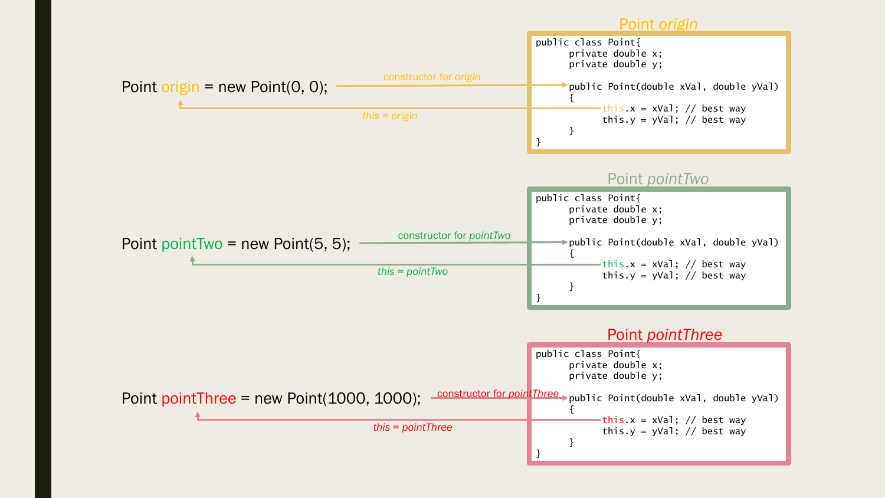Point origin = new Point(0, 0);

constructor for *origin*

*this = origin*

Point *origin*

```
public class Point{
      private double x;
      private double y;

      public Point(double xVal, double yVal)
      {
            this.x = xVal; // best way
            this.y = yVal; // best way
      }
}
```

Point pointTwo = new Point(5, 5);

constructor for *pointTwo*

*this = pointTwo*

Point *pointTwo*

```
public class Point{
      private double x;
      private double y;

      public Point(double xVal, double yVal)
      {
            this.x = xVal; // best way
            this.y = yVal; // best way
      }
}
```

Point pointThree = new Point(1000, 1000);

constructor for *pointThree*

*this = pointThree*

Point *pointThree*

```
public class Point{
      private double x;
      private double y;

      public Point(double xVal, double yVal)
      {
            this.x = xVal; // best way
            this.y = yVal; // best way
      }
}
```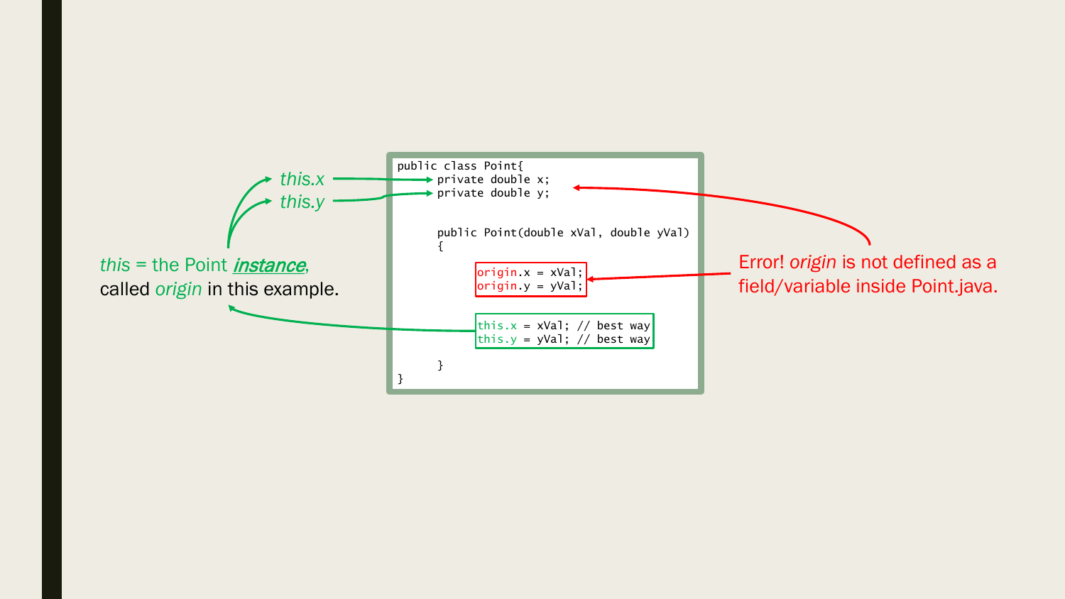*this* = the Point ***instance***, called *origin* in this example.

*this.x*

*this.y*

```
public class Point{
      private double x;
      private double y;

      public Point(double xVal, double yVal)
      {

            origin.x = xVal;
            origin.y = yVal;

            this.x = xVal; // best way
            this.y = yVal; // best way

      }
}
```

Error! *origin* is not defined as a field/variable inside Point.java.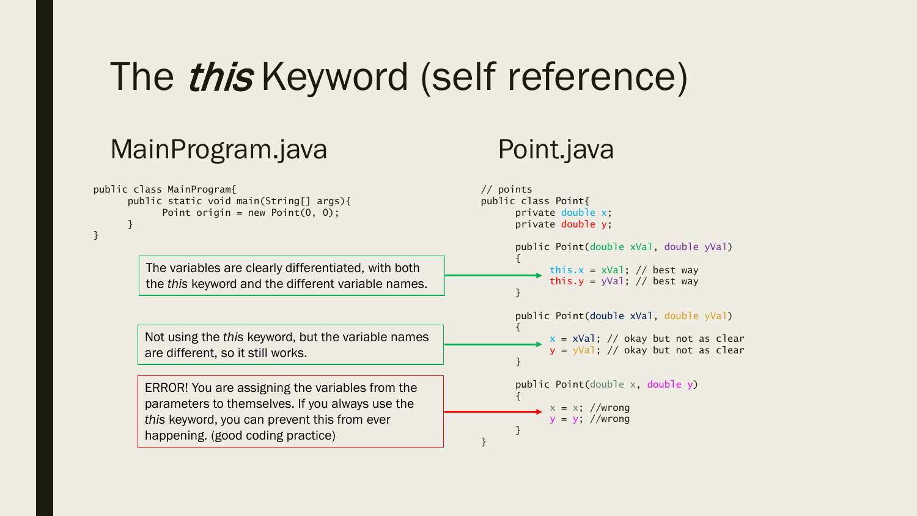# The *this* Keyword (self reference)

## MainProgram.java

```
public class MainProgram{
      public static void main(String[] args){
            Point origin = new Point(0, 0);
      }
}
```

## Point.java

```
// points
public class Point{
      private double x;
      private double y;

      public Point(double xVal, double yVal)
      {
            this.x = xVal; // best way
            this.y = yVal; // best way
      }

      public Point(double xVal, double yVal)
      {
            x = xVal; // okay but not as clear
            y = yVal; // okay but not as clear
      }

      public Point(double x, double y)
      {
            x = x; //wrong
            y = y; //wrong
      }
}
```

The variables are clearly differentiated, with both the *this* keyword and the different variable names.

Not using the *this* keyword, but the variable names are different, so it still works.

ERROR! You are assigning the variables from the parameters to themselves. If you always use the *this* keyword, you can prevent this from ever happening. (good coding practice)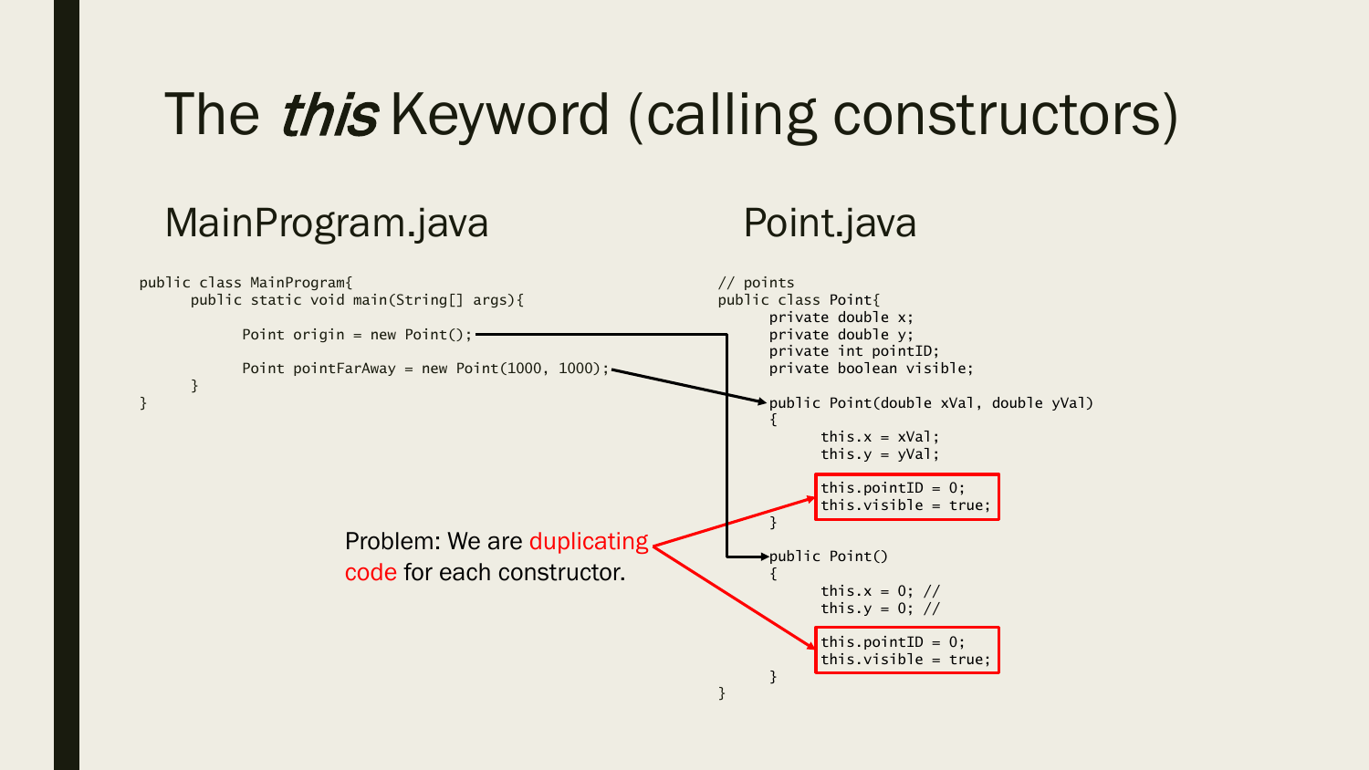# The *this* Keyword (calling constructors)

## MainProgram.java

```
public class MainProgram{
      public static void main(String[] args){

            Point origin = new Point();

            Point pointFarAway = new Point(1000, 1000);
      }
}
```

## Point.java

```
// points
public class Point{
      private double x;
      private double y;
      private int pointID;
      private boolean visible;

      public Point(double xVal, double yVal)
      {
            this.x = xVal;
            this.y = yVal;

            this.pointID = 0;
            this.visible = true;
      }
      public Point()
      {
            this.x = 0; //
            this.y = 0; //

            this.pointID = 0;
            this.visible = true;
      }
}
```

Problem: We are duplicating code for each constructor.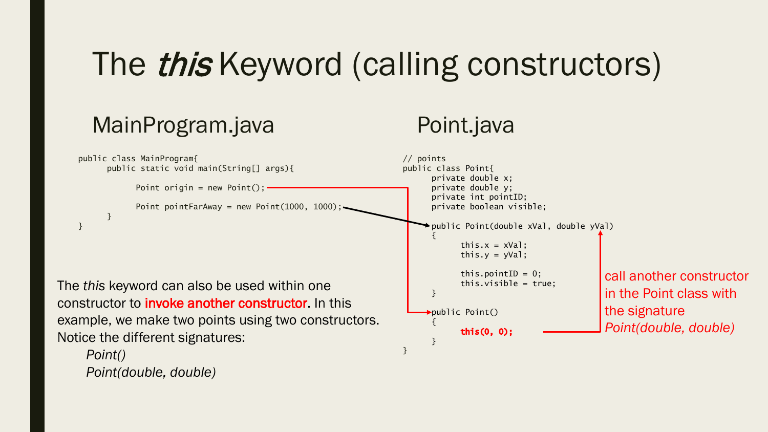# The *this* Keyword (calling constructors)

## MainProgram.java

```java
public class MainProgram{
      public static void main(String[] args){

            Point origin = new Point();

            Point pointFarAway = new Point(1000, 1000);
      }
}
```

The *this* keyword can also be used within one constructor to **invoke another constructor**. In this example, we make two points using two constructors. Notice the different signatures:

*Point()*
*Point(double, double)*

## Point.java

```java
// points
public class Point{
      private double x;
      private double y;
      private int pointID;
      private boolean visible;

      public Point(double xVal, double yVal)
      {
            this.x = xVal;
            this.y = yVal;

            this.pointID = 0;
            this.visible = true;
      }

      public Point()
      {
            this(0, 0);
      }
}
```

call another constructor in the Point class with the signature *Point(double, double)*